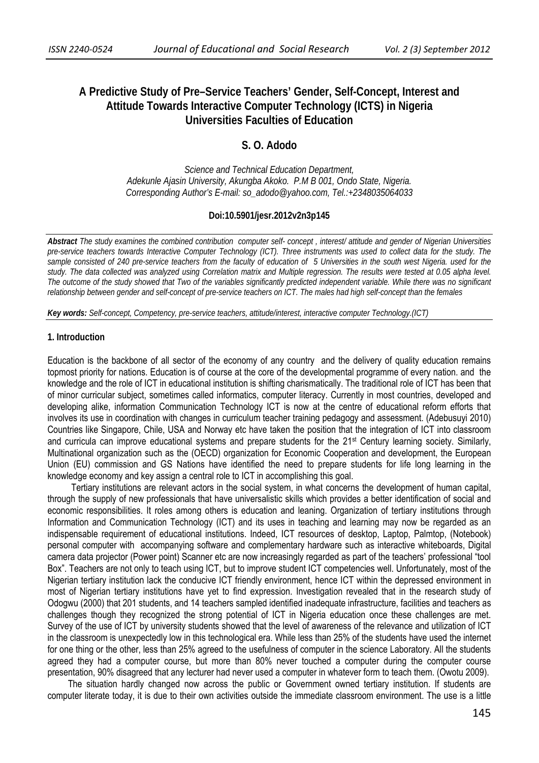# A Predictive Study of Pre–Service Teachers' Gender, Self-Concept, Interest and Attitude Towards Interactive Computer Technology (ICTS) in Nigeria Universities Faculties of Education

## S. O. Adodo

*Science and Technical Education Department,*
*Adekunle Ajasin University, Akungba Akoko. P.M B 001, Ondo State, Nigeria.*
*Corresponding Author's E-mail: so_adodo@yahoo.com, Tel.:+2348035064033*

**Doi:10.5901/jesr.2012v2n3p145**

***Abstract*** *The study examines the combined contribution computer self- concept , interest/ attitude and gender of Nigerian Universities pre-service teachers towards Interactive Computer Technology (ICT). Three instruments was used to collect data for the study. The sample consisted of 240 pre-service teachers from the faculty of education of 5 Universities in the south west Nigeria. used for the study. The data collected was analyzed using Correlation matrix and Multiple regression. The results were tested at 0.05 alpha level. The outcome of the study showed that Two of the variables significantly predicted independent variable. While there was no significant relationship between gender and self-concept of pre-service teachers on ICT. The males had high self-concept than the females*

***Key words:*** *Self-concept, Competency, pre-service teachers, attitude/interest, interactive computer Technology.(ICT)*

## 1. Introduction

Education is the backbone of all sector of the economy of any country and the delivery of quality education remains topmost priority for nations. Education is of course at the core of the developmental programme of every nation. and the knowledge and the role of ICT in educational institution is shifting charismatically. The traditional role of ICT has been that of minor curricular subject, sometimes called informatics, computer literacy. Currently in most countries, developed and developing alike, information Communication Technology ICT is now at the centre of educational reform efforts that involves its use in coordination with changes in curriculum teacher training pedagogy and assessment. (Adebusuyi 2010) Countries like Singapore, Chile, USA and Norway etc have taken the position that the integration of ICT into classroom and curricula can improve educational systems and prepare students for the 21st Century learning society. Similarly, Multinational organization such as the (OECD) organization for Economic Cooperation and development, the European Union (EU) commission and GS Nations have identified the need to prepare students for life long learning in the knowledge economy and key assign a central role to ICT in accomplishing this goal.

Tertiary institutions are relevant actors in the social system, in what concerns the development of human capital, through the supply of new professionals that have universalistic skills which provides a better identification of social and economic responsibilities. It roles among others is education and leaning. Organization of tertiary institutions through Information and Communication Technology (ICT) and its uses in teaching and learning may now be regarded as an indispensable requirement of educational institutions. Indeed, ICT resources of desktop, Laptop, Palmtop, (Notebook) personal computer with accompanying software and complementary hardware such as interactive whiteboards, Digital camera data projector (Power point) Scanner etc are now increasingly regarded as part of the teachers' professional "tool Box". Teachers are not only to teach using ICT, but to improve student ICT competencies well. Unfortunately, most of the Nigerian tertiary institution lack the conducive ICT friendly environment, hence ICT within the depressed environment in most of Nigerian tertiary institutions have yet to find expression. Investigation revealed that in the research study of Odogwu (2000) that 201 students, and 14 teachers sampled identified inadequate infrastructure, facilities and teachers as challenges though they recognized the strong potential of ICT in Nigeria education once these challenges are met. Survey of the use of ICT by university students showed that the level of awareness of the relevance and utilization of ICT in the classroom is unexpectedly low in this technological era. While less than 25% of the students have used the internet for one thing or the other, less than 25% agreed to the usefulness of computer in the science Laboratory. All the students agreed they had a computer course, but more than 80% never touched a computer during the computer course presentation, 90% disagreed that any lecturer had never used a computer in whatever form to teach them. (Owotu 2009).

The situation hardly changed now across the public or Government owned tertiary institution. If students are computer literate today, it is due to their own activities outside the immediate classroom environment. The use is a little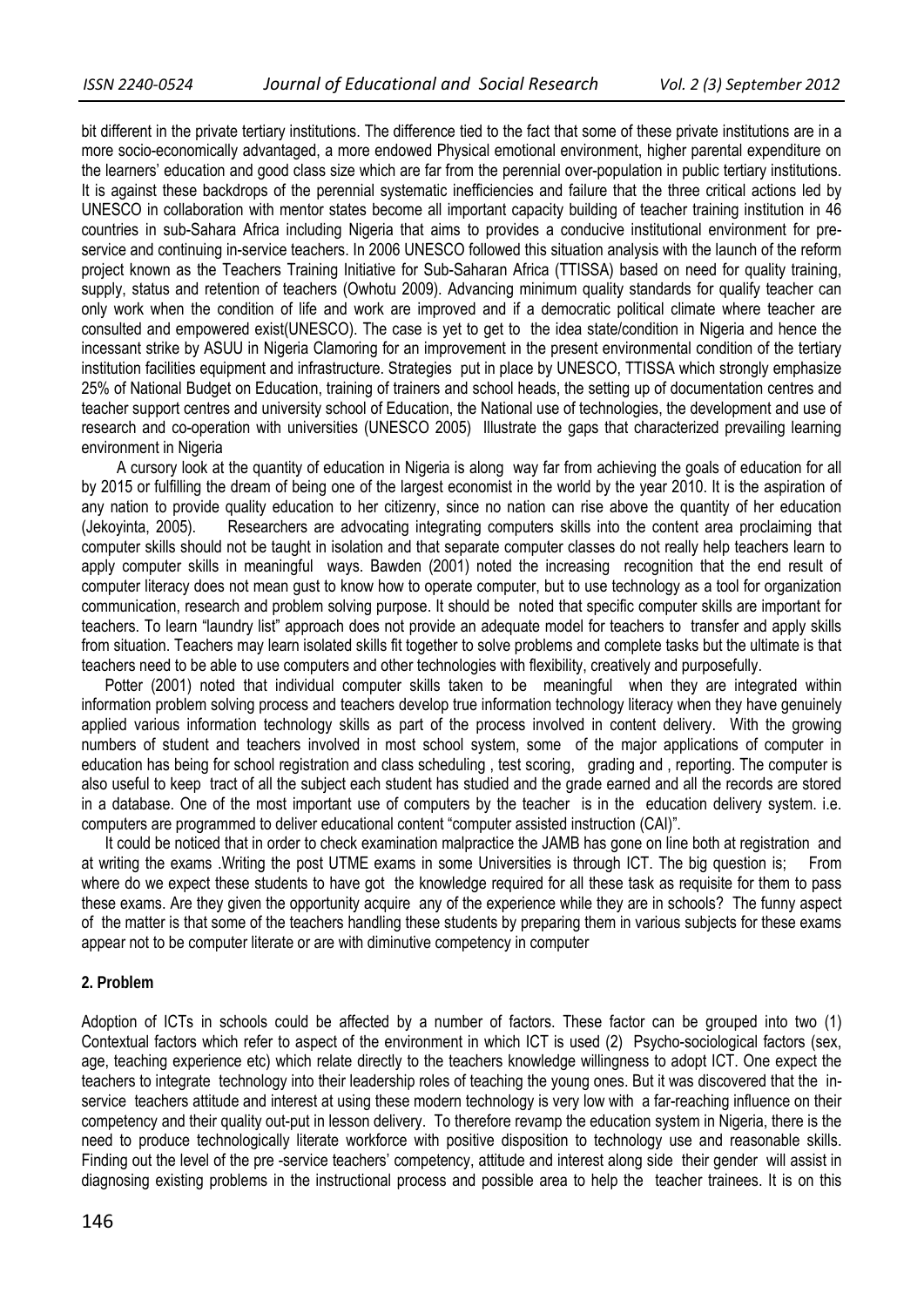bit different in the private tertiary institutions. The difference tied to the fact that some of these private institutions are in a more socio-economically advantaged, a more endowed Physical emotional environment, higher parental expenditure on the learners' education and good class size which are far from the perennial over-population in public tertiary institutions. It is against these backdrops of the perennial systematic inefficiencies and failure that the three critical actions led by UNESCO in collaboration with mentor states become all important capacity building of teacher training institution in 46 countries in sub-Sahara Africa including Nigeria that aims to provides a conducive institutional environment for pre-service and continuing in-service teachers. In 2006 UNESCO followed this situation analysis with the launch of the reform project known as the Teachers Training Initiative for Sub-Saharan Africa (TTISSA) based on need for quality training, supply, status and retention of teachers (Owhotu 2009). Advancing minimum quality standards for qualify teacher can only work when the condition of life and work are improved and if a democratic political climate where teacher are consulted and empowered exist(UNESCO). The case is yet to get to the idea state/condition in Nigeria and hence the incessant strike by ASUU in Nigeria Clamoring for an improvement in the present environmental condition of the tertiary institution facilities equipment and infrastructure. Strategies put in place by UNESCO, TTISSA which strongly emphasize 25% of National Budget on Education, training of trainers and school heads, the setting up of documentation centres and teacher support centres and university school of Education, the National use of technologies, the development and use of research and co-operation with universities (UNESCO 2005) Illustrate the gaps that characterized prevailing learning environment in Nigeria

A cursory look at the quantity of education in Nigeria is along way far from achieving the goals of education for all by 2015 or fulfilling the dream of being one of the largest economist in the world by the year 2010. It is the aspiration of any nation to provide quality education to her citizenry, since no nation can rise above the quantity of her education (Jekoyinta, 2005). Researchers are advocating integrating computers skills into the content area proclaiming that computer skills should not be taught in isolation and that separate computer classes do not really help teachers learn to apply computer skills in meaningful ways. Bawden (2001) noted the increasing recognition that the end result of computer literacy does not mean gust to know how to operate computer, but to use technology as a tool for organization communication, research and problem solving purpose. It should be noted that specific computer skills are important for teachers. To learn "laundry list" approach does not provide an adequate model for teachers to transfer and apply skills from situation. Teachers may learn isolated skills fit together to solve problems and complete tasks but the ultimate is that teachers need to be able to use computers and other technologies with flexibility, creatively and purposefully.

Potter (2001) noted that individual computer skills taken to be meaningful when they are integrated within information problem solving process and teachers develop true information technology literacy when they have genuinely applied various information technology skills as part of the process involved in content delivery. With the growing numbers of student and teachers involved in most school system, some of the major applications of computer in education has being for school registration and class scheduling , test scoring, grading and , reporting. The computer is also useful to keep tract of all the subject each student has studied and the grade earned and all the records are stored in a database. One of the most important use of computers by the teacher is in the education delivery system. i.e. computers are programmed to deliver educational content "computer assisted instruction (CAI)".

It could be noticed that in order to check examination malpractice the JAMB has gone on line both at registration and at writing the exams .Writing the post UTME exams in some Universities is through ICT. The big question is; From where do we expect these students to have got the knowledge required for all these task as requisite for them to pass these exams. Are they given the opportunity acquire any of the experience while they are in schools? The funny aspect of the matter is that some of the teachers handling these students by preparing them in various subjects for these exams appear not to be computer literate or are with diminutive competency in computer

## 2. Problem

Adoption of ICTs in schools could be affected by a number of factors. These factor can be grouped into two (1) Contextual factors which refer to aspect of the environment in which ICT is used (2) Psycho-sociological factors (sex, age, teaching experience etc) which relate directly to the teachers knowledge willingness to adopt ICT. One expect the teachers to integrate technology into their leadership roles of teaching the young ones. But it was discovered that the in-service teachers attitude and interest at using these modern technology is very low with a far-reaching influence on their competency and their quality out-put in lesson delivery. To therefore revamp the education system in Nigeria, there is the need to produce technologically literate workforce with positive disposition to technology use and reasonable skills. Finding out the level of the pre -service teachers' competency, attitude and interest along side their gender will assist in diagnosing existing problems in the instructional process and possible area to help the teacher trainees. It is on this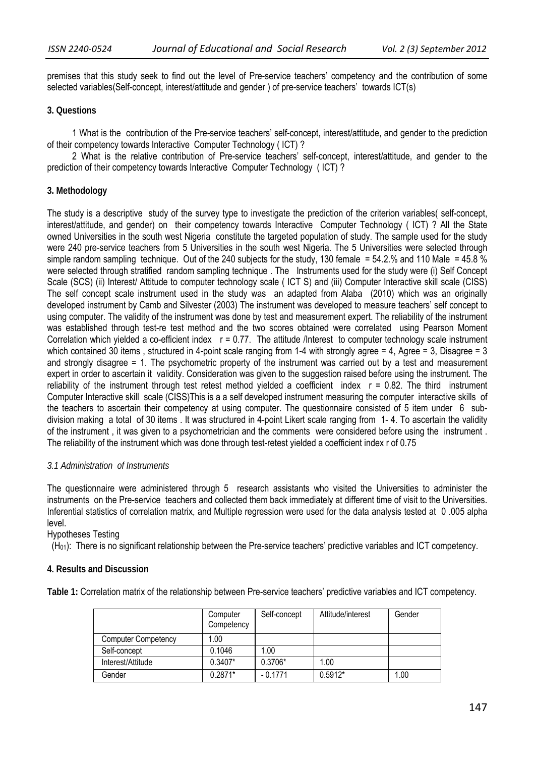premises that this study seek to find out the level of Pre-service teachers' competency and the contribution of some selected variables(Self-concept, interest/attitude and gender ) of pre-service teachers' towards ICT(s)

## 3. Questions

1 What is the contribution of the Pre-service teachers' self-concept, interest/attitude, and gender to the prediction of their competency towards Interactive Computer Technology ( ICT) ?

2 What is the relative contribution of Pre-service teachers' self-concept, interest/attitude, and gender to the prediction of their competency towards Interactive Computer Technology ( ICT) ?

## 3. Methodology

The study is a descriptive study of the survey type to investigate the prediction of the criterion variables( self-concept, interest/attitude, and gender) on their competency towards Interactive Computer Technology ( ICT) ? All the State owned Universities in the south west Nigeria constitute the targeted population of study. The sample used for the study were 240 pre-service teachers from 5 Universities in the south west Nigeria. The 5 Universities were selected through simple random sampling technique. Out of the 240 subjects for the study, 130 female = 54.2.% and 110 Male = 45.8 % were selected through stratified random sampling technique . The Instruments used for the study were (i) Self Concept Scale (SCS) (ii) Interest/ Attitude to computer technology scale ( ICT S) and (iii) Computer Interactive skill scale (CISS) The self concept scale instrument used in the study was an adapted from Alaba (2010) which was an originally developed instrument by Camb and Silvester (2003) The instrument was developed to measure teachers' self concept to using computer. The validity of the instrument was done by test and measurement expert. The reliability of the instrument was established through test-re test method and the two scores obtained were correlated using Pearson Moment Correlation which yielded a co-efficient index r = 0.77. The attitude /Interest to computer technology scale instrument which contained 30 items , structured in 4-point scale ranging from 1-4 with strongly agree = 4, Agree = 3, Disagree = 3 and strongly disagree = 1. The psychometric property of the instrument was carried out by a test and measurement expert in order to ascertain it validity. Consideration was given to the suggestion raised before using the instrument. The reliability of the instrument through test retest method yielded a coefficient index r = 0.82. The third instrument Computer Interactive skill scale (CISS)This is a a self developed instrument measuring the computer interactive skills of the teachers to ascertain their competency at using computer. The questionnaire consisted of 5 item under 6 sub-division making a total of 30 items . It was structured in 4-point Likert scale ranging from 1- 4. To ascertain the validity of the instrument , it was given to a psychometrician and the comments were considered before using the instrument . The reliability of the instrument which was done through test-retest yielded a coefficient index r of 0.75

### *3.1 Administration of Instruments*

The questionnaire were administered through 5 research assistants who visited the Universities to administer the instruments on the Pre-service teachers and collected them back immediately at different time of visit to the Universities. Inferential statistics of correlation matrix, and Multiple regression were used for the data analysis tested at 0 .005 alpha level.

Hypotheses Testing

($H_{01}$): There is no significant relationship between the Pre-service teachers' predictive variables and ICT competency.

## 4. Results and Discussion

**Table 1:** Correlation matrix of the relationship between Pre-service teachers' predictive variables and ICT competency.

| | Computer Competency | Self-concept | Attitude/interest | Gender |
|---|---|---|---|---|
| Computer Competency | 1.00 | | | |
| Self-concept | 0.1046 | 1.00 | | |
| Interest/Attitude | 0.3407* | 0.3706* | 1.00 | |
| Gender | 0.2871* | - 0.1771 | 0.5912* | 1.00 |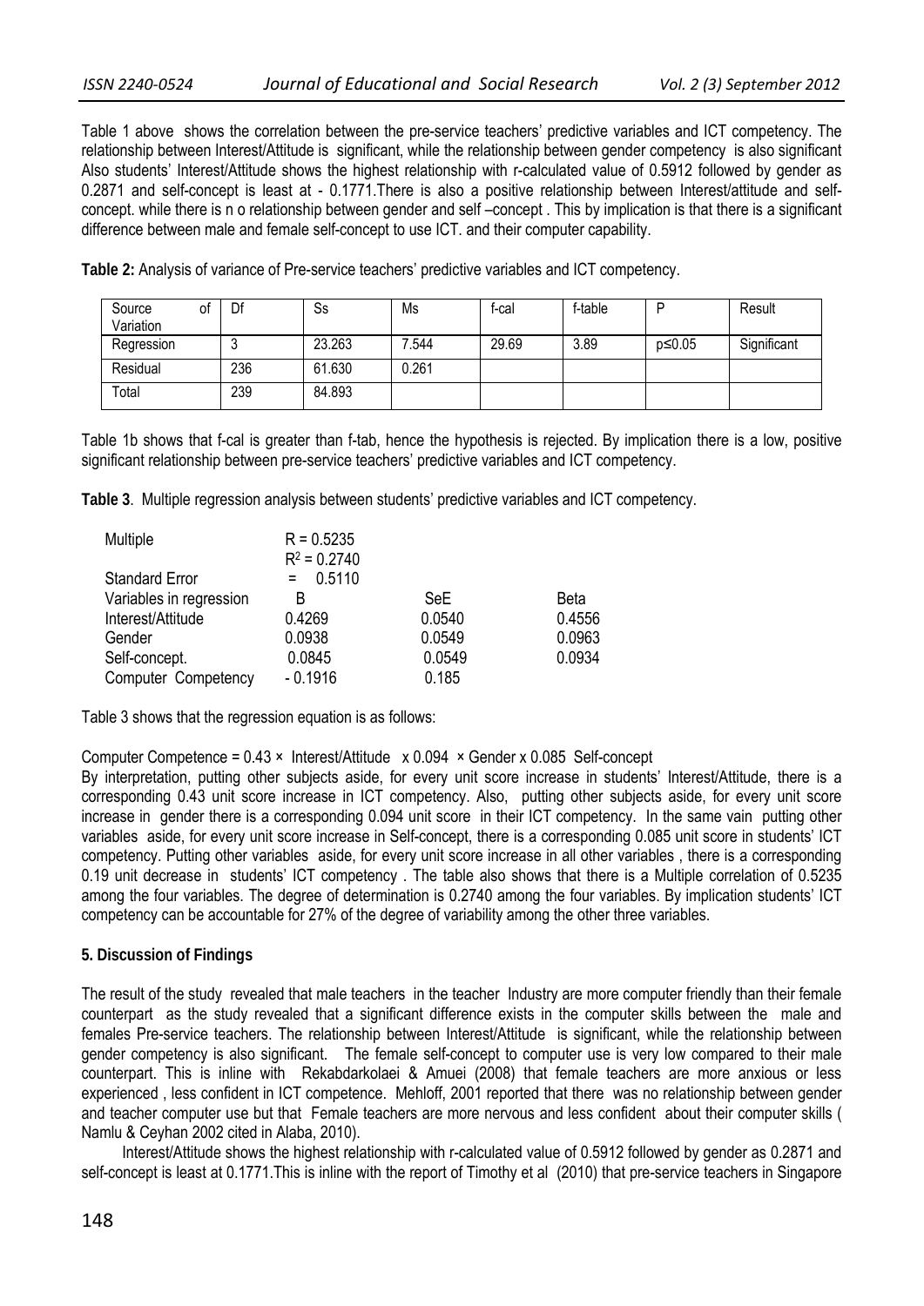Table 1 above shows the correlation between the pre-service teachers' predictive variables and ICT competency. The relationship between Interest/Attitude is significant, while the relationship between gender competency is also significant Also students' Interest/Attitude shows the highest relationship with r-calculated value of 0.5912 followed by gender as 0.2871 and self-concept is least at - 0.1771.There is also a positive relationship between Interest/attitude and self-concept. while there is n o relationship between gender and self –concept . This by implication is that there is a significant difference between male and female self-concept to use ICT. and their computer capability.

**Table 2:** Analysis of variance of Pre-service teachers' predictive variables and ICT competency.

| Source of Variation | Df | Ss | Ms | f-cal | f-table | P | Result |
|---|---|---|---|---|---|---|---|
| Regression | 3 | 23.263 | 7.544 | 29.69 | 3.89 | $p \leq 0.05$ | Significant |
| Residual | 236 | 61.630 | 0.261 | | | | |
| Total | 239 | 84.893 | | | | | |

Table 1b shows that f-cal is greater than f-tab, hence the hypothesis is rejected. By implication there is a low, positive significant relationship between pre-service teachers' predictive variables and ICT competency.

**Table 3**. Multiple regression analysis between students' predictive variables and ICT competency.

| Multiple | $R = 0.5235$ | | |
|---|---|---|---|
| | $R^2 = 0.2740$ | | |
| Standard Error | = 0.5110 | | |
| Variables in regression | B | SeE | Beta |
| Interest/Attitude | 0.4269 | 0.0540 | 0.4556 |
| Gender | 0.0938 | 0.0549 | 0.0963 |
| Self-concept. | 0.0845 | 0.0549 | 0.0934 |
| Computer Competency | - 0.1916 | 0.185 | |

Table 3 shows that the regression equation is as follows:

Computer Competence = 0.43 × Interest/Attitude x 0.094 × Gender x 0.085 Self-concept

By interpretation, putting other subjects aside, for every unit score increase in students' Interest/Attitude, there is a corresponding 0.43 unit score increase in ICT competency. Also, putting other subjects aside, for every unit score increase in gender there is a corresponding 0.094 unit score in their ICT competency. In the same vain putting other variables aside, for every unit score increase in Self-concept, there is a corresponding 0.085 unit score in students' ICT competency. Putting other variables aside, for every unit score increase in all other variables , there is a corresponding 0.19 unit decrease in students' ICT competency . The table also shows that there is a Multiple correlation of 0.5235 among the four variables. The degree of determination is 0.2740 among the four variables. By implication students' ICT competency can be accountable for 27% of the degree of variability among the other three variables.

## 5. Discussion of Findings

The result of the study revealed that male teachers in the teacher Industry are more computer friendly than their female counterpart as the study revealed that a significant difference exists in the computer skills between the male and females Pre-service teachers. The relationship between Interest/Attitude is significant, while the relationship between gender competency is also significant. The female self-concept to computer use is very low compared to their male counterpart. This is inline with Rekabdarkolaei & Amuei (2008) that female teachers are more anxious or less experienced , less confident in ICT competence. Mehloff, 2001 reported that there was no relationship between gender and teacher computer use but that Female teachers are more nervous and less confident about their computer skills ( Namlu & Ceyhan 2002 cited in Alaba, 2010).

Interest/Attitude shows the highest relationship with r-calculated value of 0.5912 followed by gender as 0.2871 and self-concept is least at 0.1771.This is inline with the report of Timothy et al (2010) that pre-service teachers in Singapore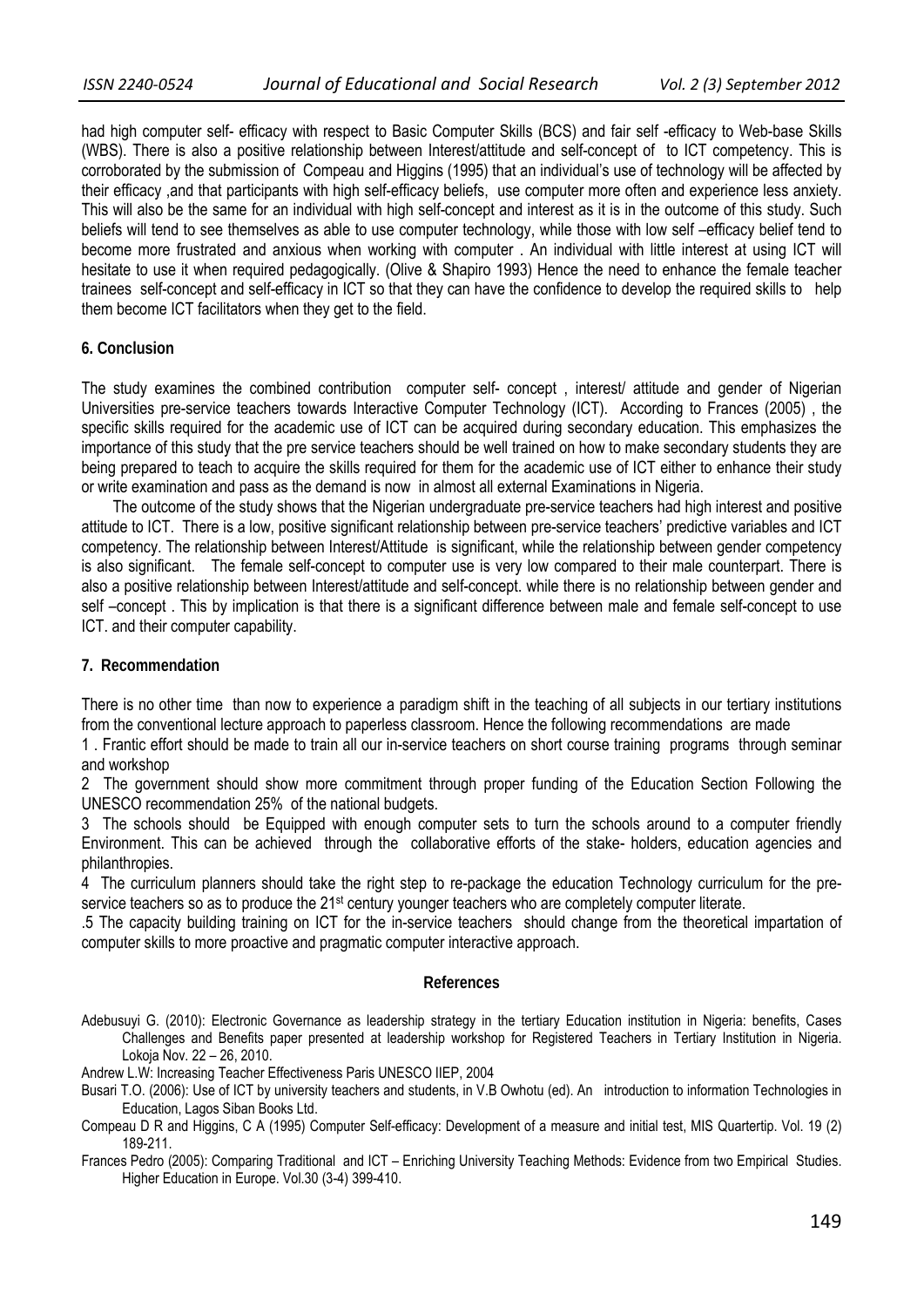had high computer self- efficacy with respect to Basic Computer Skills (BCS) and fair self -efficacy to Web-base Skills (WBS). There is also a positive relationship between Interest/attitude and self-concept of to ICT competency. This is corroborated by the submission of Compeau and Higgins (1995) that an individual's use of technology will be affected by their efficacy ,and that participants with high self-efficacy beliefs, use computer more often and experience less anxiety. This will also be the same for an individual with high self-concept and interest as it is in the outcome of this study. Such beliefs will tend to see themselves as able to use computer technology, while those with low self –efficacy belief tend to become more frustrated and anxious when working with computer . An individual with little interest at using ICT will hesitate to use it when required pedagogically. (Olive & Shapiro 1993) Hence the need to enhance the female teacher trainees self-concept and self-efficacy in ICT so that they can have the confidence to develop the required skills to help them become ICT facilitators when they get to the field.

## 6. Conclusion

The study examines the combined contribution computer self- concept , interest/ attitude and gender of Nigerian Universities pre-service teachers towards Interactive Computer Technology (ICT). According to Frances (2005) , the specific skills required for the academic use of ICT can be acquired during secondary education. This emphasizes the importance of this study that the pre service teachers should be well trained on how to make secondary students they are being prepared to teach to acquire the skills required for them for the academic use of ICT either to enhance their study or write examination and pass as the demand is now in almost all external Examinations in Nigeria.

The outcome of the study shows that the Nigerian undergraduate pre-service teachers had high interest and positive attitude to ICT. There is a low, positive significant relationship between pre-service teachers' predictive variables and ICT competency. The relationship between Interest/Attitude is significant, while the relationship between gender competency is also significant. The female self-concept to computer use is very low compared to their male counterpart. There is also a positive relationship between Interest/attitude and self-concept. while there is no relationship between gender and self –concept . This by implication is that there is a significant difference between male and female self-concept to use ICT. and their computer capability.

## 7. Recommendation

There is no other time than now to experience a paradigm shift in the teaching of all subjects in our tertiary institutions from the conventional lecture approach to paperless classroom. Hence the following recommendations are made

1 . Frantic effort should be made to train all our in-service teachers on short course training programs through seminar and workshop

2 The government should show more commitment through proper funding of the Education Section Following the UNESCO recommendation 25% of the national budgets.

3 The schools should be Equipped with enough computer sets to turn the schools around to a computer friendly Environment. This can be achieved through the collaborative efforts of the stake- holders, education agencies and philanthropies.

4 The curriculum planners should take the right step to re-package the education Technology curriculum for the pre-service teachers so as to produce the 21st century younger teachers who are completely computer literate.

.5 The capacity building training on ICT for the in-service teachers should change from the theoretical impartation of computer skills to more proactive and pragmatic computer interactive approach.

## References

Adebusuyi G. (2010): Electronic Governance as leadership strategy in the tertiary Education institution in Nigeria: benefits, Cases Challenges and Benefits paper presented at leadership workshop for Registered Teachers in Tertiary Institution in Nigeria. Lokoja Nov. 22 – 26, 2010.

Andrew L.W: Increasing Teacher Effectiveness Paris UNESCO IIEP, 2004

Busari T.O. (2006): Use of ICT by university teachers and students, in V.B Owhotu (ed). An introduction to information Technologies in Education, Lagos Siban Books Ltd.

Compeau D R and Higgins, C A (1995) Computer Self-efficacy: Development of a measure and initial test, MIS Quartertip. Vol. 19 (2) 189-211.

Frances Pedro (2005): Comparing Traditional and ICT – Enriching University Teaching Methods: Evidence from two Empirical Studies. Higher Education in Europe. Vol.30 (3-4) 399-410.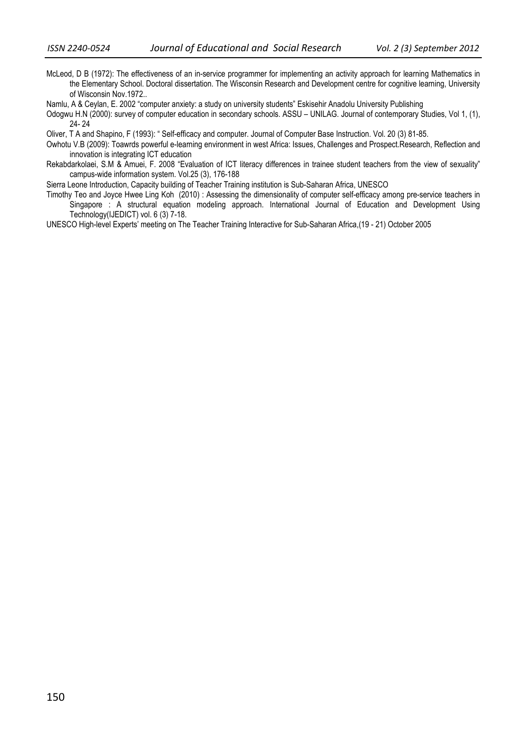McLeod, D B (1972): The effectiveness of an in-service programmer for implementing an activity approach for learning Mathematics in the Elementary School. Doctoral dissertation. The Wisconsin Research and Development centre for cognitive learning, University of Wisconsin Nov.1972..

Namlu, A & Ceylan, E. 2002 "computer anxiety: a study on university students" Eskisehir Anadolu University Publishing

Odogwu H.N (2000): survey of computer education in secondary schools. ASSU – UNILAG. Journal of contemporary Studies, Vol 1, (1), 24- 24

Oliver, T A and Shapino, F (1993): " Self-efficacy and computer. Journal of Computer Base Instruction. Vol. 20 (3) 81-85.

Owhotu V.B (2009): Toawrds powerful e-learning environment in west Africa: Issues, Challenges and Prospect.Research, Reflection and innovation is integrating ICT education

Rekabdarkolaei, S.M & Amuei, F. 2008 "Evaluation of ICT literacy differences in trainee student teachers from the view of sexuality" campus-wide information system. Vol.25 (3), 176-188

Sierra Leone Introduction, Capacity building of Teacher Training institution is Sub-Saharan Africa, UNESCO

Timothy Teo and Joyce Hwee Ling Koh (2010) : Assessing the dimensionality of computer self-efficacy among pre-service teachers in Singapore : A structural equation modeling approach. International Journal of Education and Development Using Technology(IJEDICT) vol. 6 (3) 7-18.

UNESCO High-level Experts' meeting on The Teacher Training Interactive for Sub-Saharan Africa,(19 - 21) October 2005